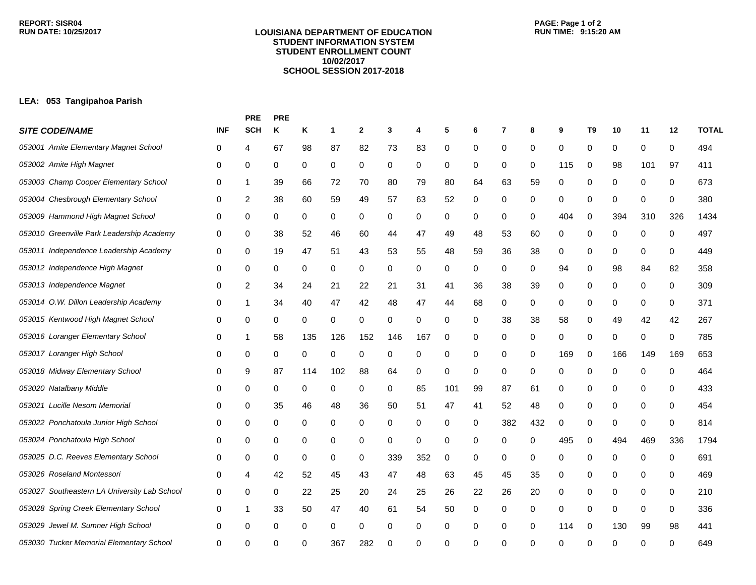REPORT: SISR04
RUN DATE: 10/25/2017

**LOUISIANA DEPARTMENT OF EDUCATION**
**STUDENT INFORMATION SYSTEM**
**STUDENT ENROLLMENT COUNT**
**10/02/2017**
**SCHOOL SESSION 2017-2018**

RUN TIME: 9:15:20 AM

**LEA: 053 Tangipahoa Parish**

| SITE CODE/NAME | INF | PRE SCH | PRE K | K | 1 | 2 | 3 | 4 | 5 | 6 | 7 | 8 | 9 | T9 | 10 | 11 | 12 | TOTAL |
|---|---|---|---|---|---|---|---|---|---|---|---|---|---|---|---|---|---|---|
| 053001 Amite Elementary Magnet School | 0 | 4 | 67 | 98 | 87 | 82 | 73 | 83 | 0 | 0 | 0 | 0 | 0 | 0 | 0 | 0 | 0 | 494 |
| 053002 Amite High Magnet | 0 | 0 | 0 | 0 | 0 | 0 | 0 | 0 | 0 | 0 | 0 | 0 | 115 | 0 | 98 | 101 | 97 | 411 |
| 053003 Champ Cooper Elementary School | 0 | 1 | 39 | 66 | 72 | 70 | 80 | 79 | 80 | 64 | 63 | 59 | 0 | 0 | 0 | 0 | 0 | 673 |
| 053004 Chesbrough Elementary School | 0 | 2 | 38 | 60 | 59 | 49 | 57 | 63 | 52 | 0 | 0 | 0 | 0 | 0 | 0 | 0 | 0 | 380 |
| 053009 Hammond High Magnet School | 0 | 0 | 0 | 0 | 0 | 0 | 0 | 0 | 0 | 0 | 0 | 0 | 404 | 0 | 394 | 310 | 326 | 1434 |
| 053010 Greenville Park Leadership Academy | 0 | 0 | 38 | 52 | 46 | 60 | 44 | 47 | 49 | 48 | 53 | 60 | 0 | 0 | 0 | 0 | 0 | 497 |
| 053011 Independence Leadership Academy | 0 | 0 | 19 | 47 | 51 | 43 | 53 | 55 | 48 | 59 | 36 | 38 | 0 | 0 | 0 | 0 | 0 | 449 |
| 053012 Independence High Magnet | 0 | 0 | 0 | 0 | 0 | 0 | 0 | 0 | 0 | 0 | 0 | 0 | 94 | 0 | 98 | 84 | 82 | 358 |
| 053013 Independence Magnet | 0 | 2 | 34 | 24 | 21 | 22 | 21 | 31 | 41 | 36 | 38 | 39 | 0 | 0 | 0 | 0 | 0 | 309 |
| 053014 O.W. Dillon Leadership Academy | 0 | 1 | 34 | 40 | 47 | 42 | 48 | 47 | 44 | 68 | 0 | 0 | 0 | 0 | 0 | 0 | 0 | 371 |
| 053015 Kentwood High Magnet School | 0 | 0 | 0 | 0 | 0 | 0 | 0 | 0 | 0 | 0 | 38 | 38 | 58 | 0 | 49 | 42 | 42 | 267 |
| 053016 Loranger Elementary School | 0 | 1 | 58 | 135 | 126 | 152 | 146 | 167 | 0 | 0 | 0 | 0 | 0 | 0 | 0 | 0 | 0 | 785 |
| 053017 Loranger High School | 0 | 0 | 0 | 0 | 0 | 0 | 0 | 0 | 0 | 0 | 0 | 0 | 169 | 0 | 166 | 149 | 169 | 653 |
| 053018 Midway Elementary School | 0 | 9 | 87 | 114 | 102 | 88 | 64 | 0 | 0 | 0 | 0 | 0 | 0 | 0 | 0 | 0 | 0 | 464 |
| 053020 Natalbany Middle | 0 | 0 | 0 | 0 | 0 | 0 | 0 | 85 | 101 | 99 | 87 | 61 | 0 | 0 | 0 | 0 | 0 | 433 |
| 053021 Lucille Nesom Memorial | 0 | 0 | 35 | 46 | 48 | 36 | 50 | 51 | 47 | 41 | 52 | 48 | 0 | 0 | 0 | 0 | 0 | 454 |
| 053022 Ponchatoula Junior High School | 0 | 0 | 0 | 0 | 0 | 0 | 0 | 0 | 0 | 0 | 382 | 432 | 0 | 0 | 0 | 0 | 0 | 814 |
| 053024 Ponchatoula High School | 0 | 0 | 0 | 0 | 0 | 0 | 0 | 0 | 0 | 0 | 0 | 0 | 495 | 0 | 494 | 469 | 336 | 1794 |
| 053025 D.C. Reeves Elementary School | 0 | 0 | 0 | 0 | 0 | 0 | 339 | 352 | 0 | 0 | 0 | 0 | 0 | 0 | 0 | 0 | 0 | 691 |
| 053026 Roseland Montessori | 0 | 4 | 42 | 52 | 45 | 43 | 47 | 48 | 63 | 45 | 45 | 35 | 0 | 0 | 0 | 0 | 0 | 469 |
| 053027 Southeastern LA University Lab School | 0 | 0 | 0 | 22 | 25 | 20 | 24 | 25 | 26 | 22 | 26 | 20 | 0 | 0 | 0 | 0 | 0 | 210 |
| 053028 Spring Creek Elementary School | 0 | 1 | 33 | 50 | 47 | 40 | 61 | 54 | 50 | 0 | 0 | 0 | 0 | 0 | 0 | 0 | 0 | 336 |
| 053029 Jewel M. Sumner High School | 0 | 0 | 0 | 0 | 0 | 0 | 0 | 0 | 0 | 0 | 0 | 0 | 114 | 0 | 130 | 99 | 98 | 441 |
| 053030 Tucker Memorial Elementary School | 0 | 0 | 0 | 0 | 367 | 282 | 0 | 0 | 0 | 0 | 0 | 0 | 0 | 0 | 0 | 0 | 0 | 649 |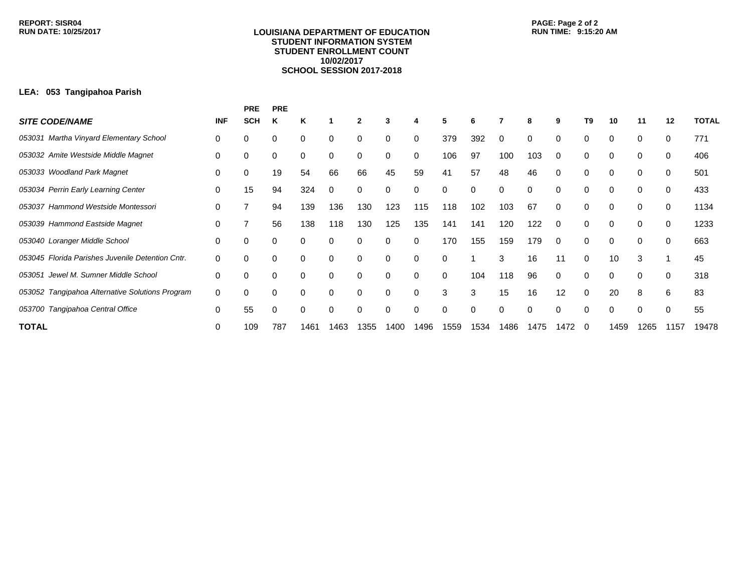**REPORT: SISR04**
**RUN DATE: 10/25/2017**

**LOUISIANA DEPARTMENT OF EDUCATION**
**STUDENT INFORMATION SYSTEM**
**STUDENT ENROLLMENT COUNT**
**10/02/2017**
**SCHOOL SESSION 2017-2018**

**RUN TIME: 9:15:20 AM**

**LEA: 053 Tangipahoa Parish**

| ***SITE CODE/NAME*** | **INF** | **PRE SCH** | **PRE K** | **K** | **1** | **2** | **3** | **4** | **5** | **6** | **7** | **8** | **9** | **T9** | **10** | **11** | **12** | **TOTAL** |
|---|---|---|---|---|---|---|---|---|---|---|---|---|---|---|---|---|---|---|
| *053031 Martha Vinyard Elementary School* | 0 | 0 | 0 | 0 | 0 | 0 | 0 | 0 | 379 | 392 | 0 | 0 | 0 | 0 | 0 | 0 | 0 | 771 |
| *053032 Amite Westside Middle Magnet* | 0 | 0 | 0 | 0 | 0 | 0 | 0 | 0 | 106 | 97 | 100 | 103 | 0 | 0 | 0 | 0 | 0 | 406 |
| *053033 Woodland Park Magnet* | 0 | 0 | 19 | 54 | 66 | 66 | 45 | 59 | 41 | 57 | 48 | 46 | 0 | 0 | 0 | 0 | 0 | 501 |
| *053034 Perrin Early Learning Center* | 0 | 15 | 94 | 324 | 0 | 0 | 0 | 0 | 0 | 0 | 0 | 0 | 0 | 0 | 0 | 0 | 0 | 433 |
| *053037 Hammond Westside Montessori* | 0 | 7 | 94 | 139 | 136 | 130 | 123 | 115 | 118 | 102 | 103 | 67 | 0 | 0 | 0 | 0 | 0 | 1134 |
| *053039 Hammond Eastside Magnet* | 0 | 7 | 56 | 138 | 118 | 130 | 125 | 135 | 141 | 141 | 120 | 122 | 0 | 0 | 0 | 0 | 0 | 1233 |
| *053040 Loranger Middle School* | 0 | 0 | 0 | 0 | 0 | 0 | 0 | 0 | 170 | 155 | 159 | 179 | 0 | 0 | 0 | 0 | 0 | 663 |
| *053045 Florida Parishes Juvenile Detention Cntr.* | 0 | 0 | 0 | 0 | 0 | 0 | 0 | 0 | 0 | 1 | 3 | 16 | 11 | 0 | 10 | 3 | 1 | 45 |
| *053051 Jewel M. Sumner Middle School* | 0 | 0 | 0 | 0 | 0 | 0 | 0 | 0 | 0 | 104 | 118 | 96 | 0 | 0 | 0 | 0 | 0 | 318 |
| *053052 Tangipahoa Alternative Solutions Program* | 0 | 0 | 0 | 0 | 0 | 0 | 0 | 0 | 3 | 3 | 15 | 16 | 12 | 0 | 20 | 8 | 6 | 83 |
| *053700 Tangipahoa Central Office* | 0 | 55 | 0 | 0 | 0 | 0 | 0 | 0 | 0 | 0 | 0 | 0 | 0 | 0 | 0 | 0 | 0 | 55 |
| **TOTAL** | 0 | 109 | 787 | 1461 | 1463 | 1355 | 1400 | 1496 | 1559 | 1534 | 1486 | 1475 | 1472 | 0 | 1459 | 1265 | 1157 | 19478 |